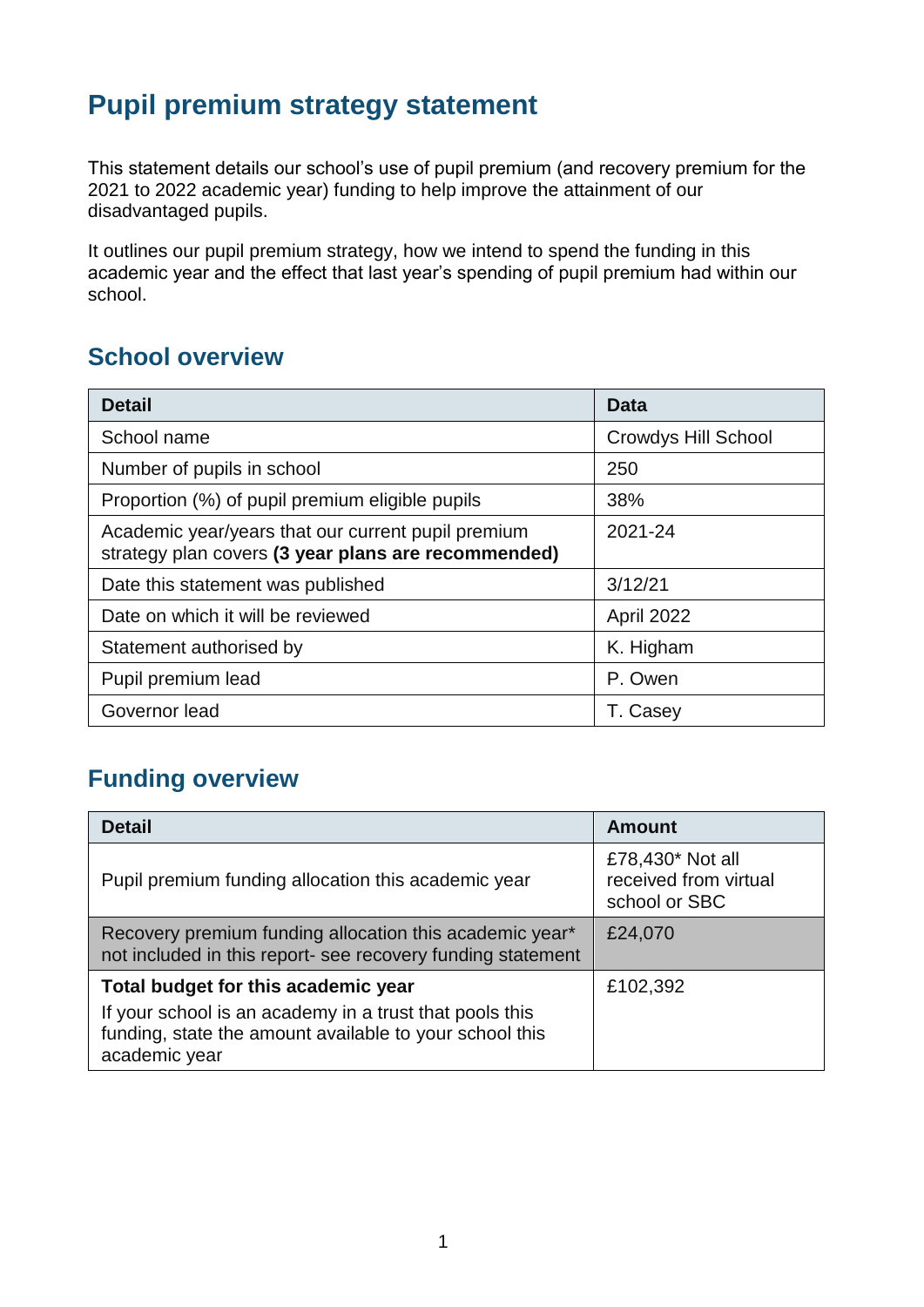# Pupil premium strategy statement

This statement details our school's use of pupil premium (and recovery premium for the 2021 to 2022 academic year) funding to help improve the attainment of our disadvantaged pupils.

It outlines our pupil premium strategy, how we intend to spend the funding in this academic year and the effect that last year's spending of pupil premium had within our school.

## School overview

| Detail | Data |
|---|---|
| School name | Crowdys Hill School |
| Number of pupils in school | 250 |
| Proportion (%) of pupil premium eligible pupils | 38% |
| Academic year/years that our current pupil premium strategy plan covers **(3 year plans are recommended)** | 2021-24 |
| Date this statement was published | 3/12/21 |
| Date on which it will be reviewed | April 2022 |
| Statement authorised by | K. Higham |
| Pupil premium lead | P. Owen |
| Governor lead | T. Casey |

## Funding overview

| Detail | Amount |
|---|---|
| Pupil premium funding allocation this academic year | £78,430* Not all received from virtual school or SBC |
| Recovery premium funding allocation this academic year* not included in this report- see recovery funding statement | £24,070 |
| **Total budget for this academic year**<br>If your school is an academy in a trust that pools this funding, state the amount available to your school this academic year | £102,392 |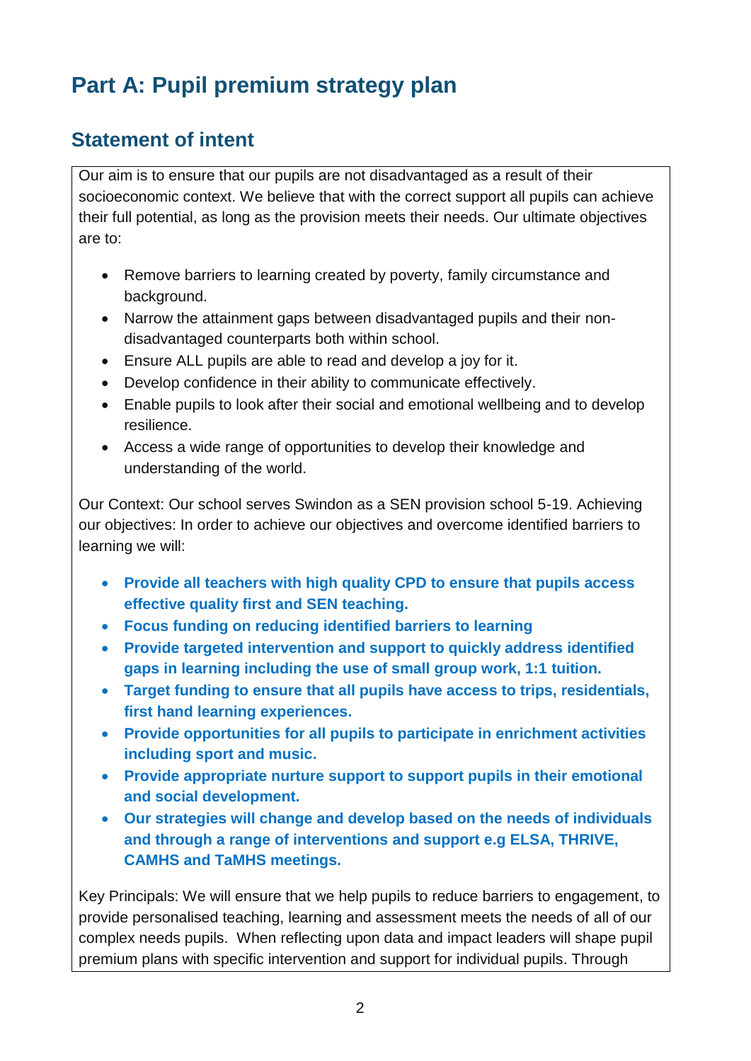# Part A: Pupil premium strategy plan

## Statement of intent

Our aim is to ensure that our pupils are not disadvantaged as a result of their socioeconomic context. We believe that with the correct support all pupils can achieve their full potential, as long as the provision meets their needs. Our ultimate objectives are to:

- Remove barriers to learning created by poverty, family circumstance and background.
- Narrow the attainment gaps between disadvantaged pupils and their non-disadvantaged counterparts both within school.
- Ensure ALL pupils are able to read and develop a joy for it.
- Develop confidence in their ability to communicate effectively.
- Enable pupils to look after their social and emotional wellbeing and to develop resilience.
- Access a wide range of opportunities to develop their knowledge and understanding of the world.

Our Context: Our school serves Swindon as a SEN provision school 5-19. Achieving our objectives: In order to achieve our objectives and overcome identified barriers to learning we will:

- **Provide all teachers with high quality CPD to ensure that pupils access effective quality first and SEN teaching.**
- **Focus funding on reducing identified barriers to learning**
- **Provide targeted intervention and support to quickly address identified gaps in learning including the use of small group work, 1:1 tuition.**
- **Target funding to ensure that all pupils have access to trips, residentials, first hand learning experiences.**
- **Provide opportunities for all pupils to participate in enrichment activities including sport and music.**
- **Provide appropriate nurture support to support pupils in their emotional and social development.**
- **Our strategies will change and develop based on the needs of individuals and through a range of interventions and support e.g ELSA, THRIVE, CAMHS and TaMHS meetings.**

Key Principals: We will ensure that we help pupils to reduce barriers to engagement, to provide personalised teaching, learning and assessment meets the needs of all of our complex needs pupils. When reflecting upon data and impact leaders will shape pupil premium plans with specific intervention and support for individual pupils. Through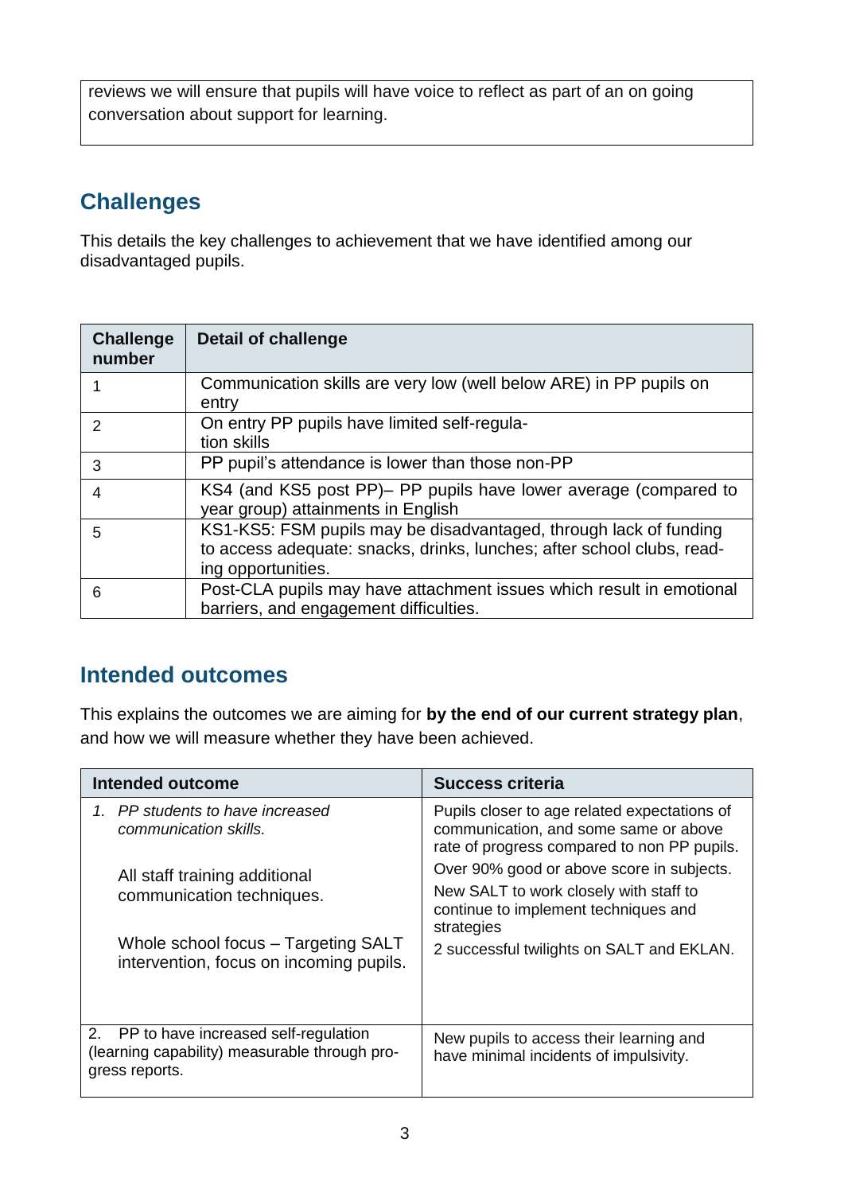| reviews we will ensure that pupils will have voice to reflect as part of an on going conversation about support for learning. |
|---|

## Challenges

This details the key challenges to achievement that we have identified among our disadvantaged pupils.

| Challenge number | Detail of challenge |
|---|---|
| 1 | Communication skills are very low (well below ARE) in PP pupils on entry |
| 2 | On entry PP pupils have limited self-regulation skills |
| 3 | PP pupil's attendance is lower than those non-PP |
| 4 | KS4 (and KS5 post PP)– PP pupils have lower average (compared to year group) attainments in English |
| 5 | KS1-KS5: FSM pupils may be disadvantaged, through lack of funding to access adequate: snacks, drinks, lunches; after school clubs, reading opportunities. |
| 6 | Post-CLA pupils may have attachment issues which result in emotional barriers, and engagement difficulties. |

## Intended outcomes

This explains the outcomes we are aiming for **by the end of our current strategy plan**, and how we will measure whether they have been achieved.

| Intended outcome | Success criteria |
|---|---|
| 1. *PP students to have increased communication skills.*<br><br>All staff training additional communication techniques.<br><br>Whole school focus – Targeting SALT intervention, focus on incoming pupils. | Pupils closer to age related expectations of communication, and some same or above rate of progress compared to non PP pupils.<br>Over 90% good or above score in subjects.<br>New SALT to work closely with staff to continue to implement techniques and strategies<br>2 successful twilights on SALT and EKLAN. |
| 2. PP to have increased self-regulation (learning capability) measurable through progress reports. | New pupils to access their learning and have minimal incidents of impulsivity. |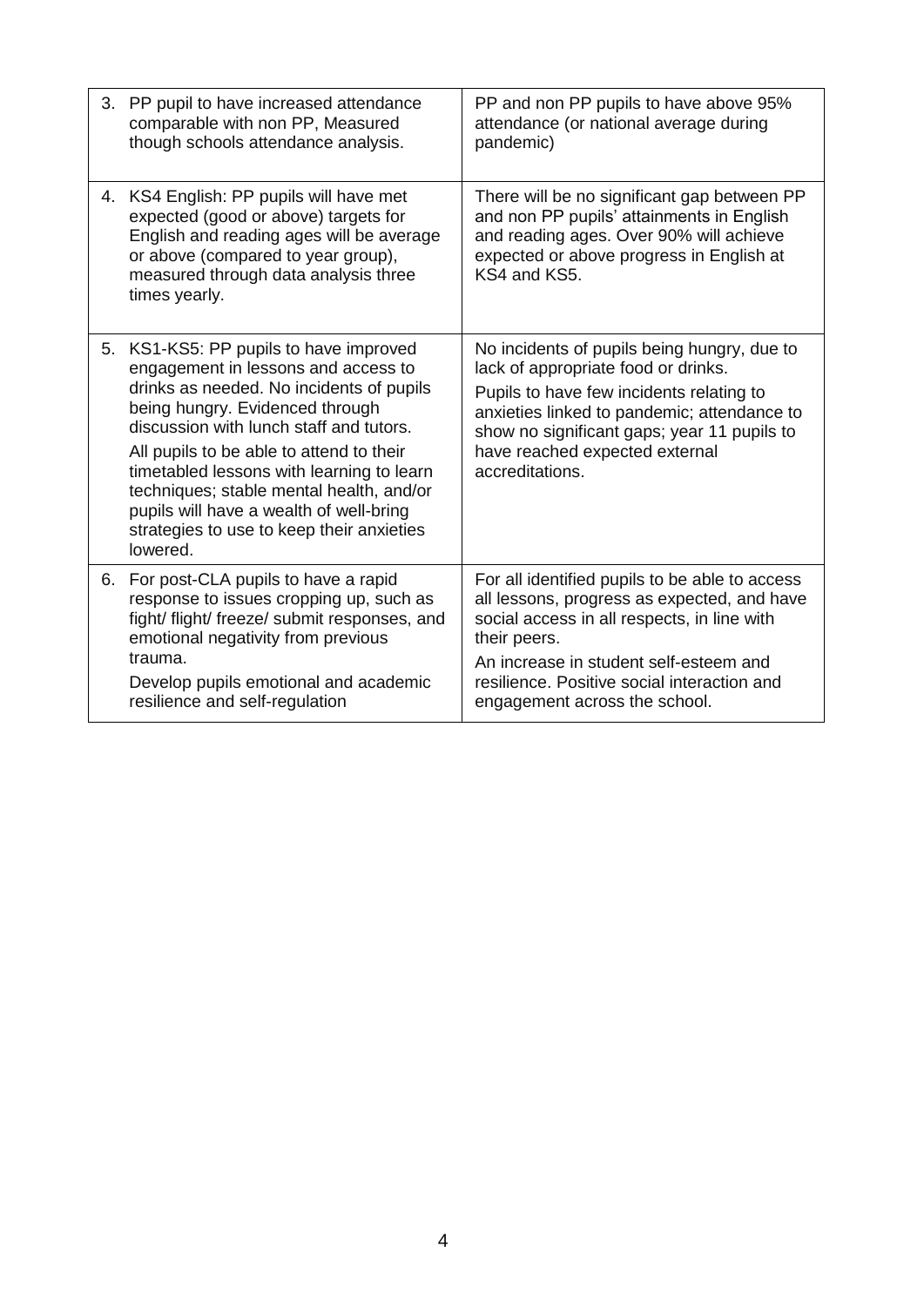| | |
|---|---|
| 3. PP pupil to have increased attendance comparable with non PP, Measured though schools attendance analysis. | PP and non PP pupils to have above 95% attendance (or national average during pandemic) |
| 4. KS4 English: PP pupils will have met expected (good or above) targets for English and reading ages will be average or above (compared to year group), measured through data analysis three times yearly. | There will be no significant gap between PP and non PP pupils' attainments in English and reading ages. Over 90% will achieve expected or above progress in English at KS4 and KS5. |
| 5. KS1-KS5: PP pupils to have improved engagement in lessons and access to drinks as needed. No incidents of pupils being hungry. Evidenced through discussion with lunch staff and tutors.<br>All pupils to be able to attend to their timetabled lessons with learning to learn techniques; stable mental health, and/or pupils will have a wealth of well-bring strategies to use to keep their anxieties lowered. | No incidents of pupils being hungry, due to lack of appropriate food or drinks.<br>Pupils to have few incidents relating to anxieties linked to pandemic; attendance to show no significant gaps; year 11 pupils to have reached expected external accreditations. |
| 6. For post-CLA pupils to have a rapid response to issues cropping up, such as fight/ flight/ freeze/ submit responses, and emotional negativity from previous trauma.<br>Develop pupils emotional and academic resilience and self-regulation | For all identified pupils to be able to access all lessons, progress as expected, and have social access in all respects, in line with their peers.<br>An increase in student self-esteem and resilience. Positive social interaction and engagement across the school. |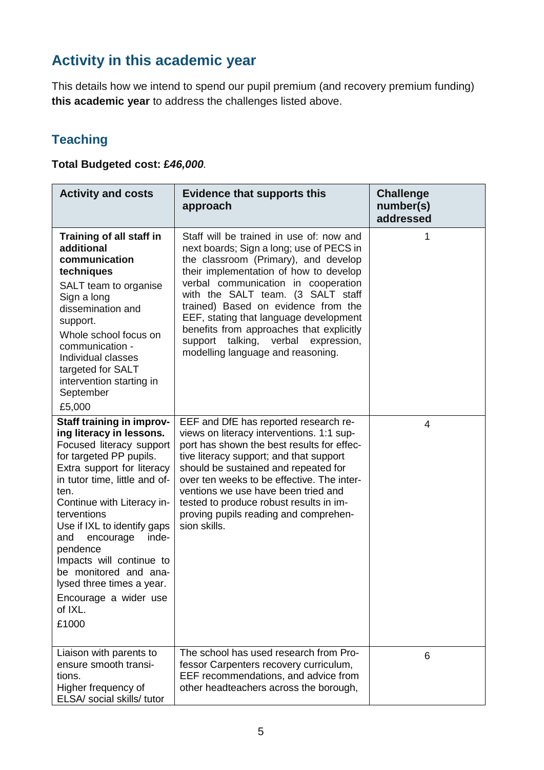## Activity in this academic year

This details how we intend to spend our pupil premium (and recovery premium funding) **this academic year** to address the challenges listed above.

### Teaching

**Total Budgeted cost: *£46,000*.**

| Activity and costs | Evidence that supports this approach | Challenge number(s) addressed |
|---|---|---|
| **Training of all staff in additional communication techniques**<br>SALT team to organise Sign a long dissemination and support.<br>Whole school focus on communication - Individual classes targeted for SALT intervention starting in September<br>£5,000 | Staff will be trained in use of: now and next boards; Sign a long; use of PECS in the classroom (Primary), and develop their implementation of how to develop verbal communication in cooperation with the SALT team. (3 SALT staff trained) Based on evidence from the EEF, stating that language development benefits from approaches that explicitly support talking, verbal expression, modelling language and reasoning. | 1 |
| **Staff training in improving literacy in lessons.**<br>Focused literacy support for targeted PP pupils.<br>Extra support for literacy in tutor time, little and often.<br>Continue with Literacy interventions<br>Use if IXL to identify gaps and encourage independence<br>Impacts will continue to be monitored and analysed three times a year.<br>Encourage a wider use of IXL.<br>£1000 | EEF and DfE has reported research reviews on literacy interventions. 1:1 support has shown the best results for effective literacy support; and that support should be sustained and repeated for over ten weeks to be effective. The interventions we use have been tried and tested to produce robust results in improving pupils reading and comprehension skills. | 4 |
| Liaison with parents to ensure smooth transitions.<br>Higher frequency of ELSA/ social skills/ tutor | The school has used research from Professor Carpenters recovery curriculum, EEF recommendations, and advice from other headteachers across the borough, | 6 |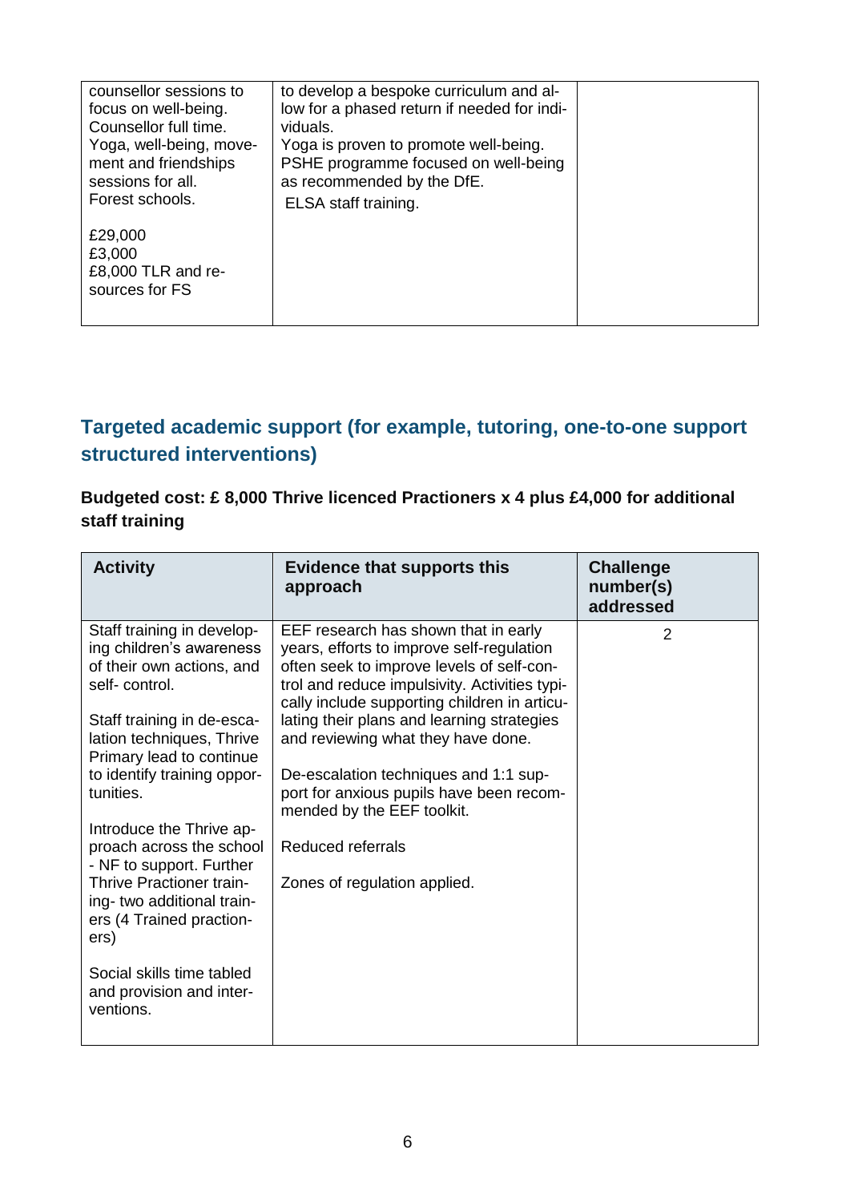| | | |
|---|---|---|
| counsellor sessions to focus on well-being. Counsellor full time. Yoga, well-being, movement and friendships sessions for all. Forest schools.<br><br>£29,000<br>£3,000<br>£8,000 TLR and resources for FS | to develop a bespoke curriculum and allow for a phased return if needed for individuals.<br>Yoga is proven to promote well-being.<br>PSHE programme focused on well-being as recommended by the DfE.<br>ELSA staff training. | |

## Targeted academic support (for example, tutoring, one-to-one support structured interventions)

**Budgeted cost: £ 8,000 Thrive licenced Practioners x 4 plus £4,000 for additional staff training**

| Activity | Evidence that supports this approach | Challenge number(s) addressed |
|---|---|---|
| Staff training in developing children's awareness of their own actions, and self- control.<br><br>Staff training in de-escalation techniques, Thrive Primary lead to continue to identify training opportunities.<br><br>Introduce the Thrive approach across the school - NF to support. Further Thrive Practioner training- two additional trainers (4 Trained practioners)<br><br>Social skills time tabled and provision and interventions. | EEF research has shown that in early years, efforts to improve self-regulation often seek to improve levels of self-control and reduce impulsivity. Activities typically include supporting children in articulating their plans and learning strategies and reviewing what they have done.<br><br>De-escalation techniques and 1:1 support for anxious pupils have been recommended by the EEF toolkit.<br><br>Reduced referrals<br><br>Zones of regulation applied. | 2 |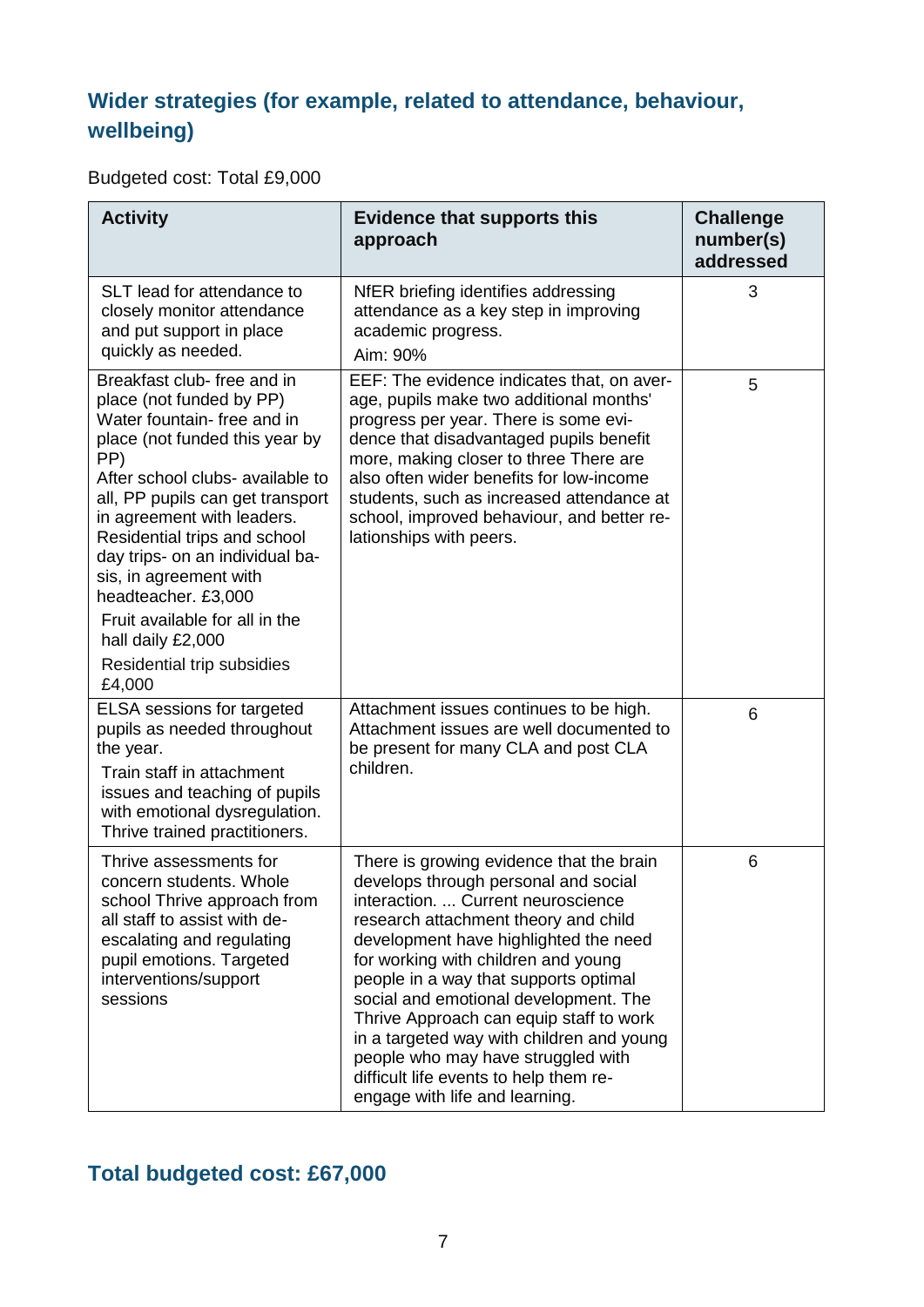## Wider strategies (for example, related to attendance, behaviour, wellbeing)

Budgeted cost: Total £9,000

| Activity | Evidence that supports this approach | Challenge number(s) addressed |
|---|---|---|
| SLT lead for attendance to closely monitor attendance and put support in place quickly as needed. | NfER briefing identifies addressing attendance as a key step in improving academic progress.<br>Aim: 90% | 3 |
| Breakfast club- free and in place (not funded by PP)<br>Water fountain- free and in place (not funded this year by PP)<br>After school clubs- available to all, PP pupils can get transport in agreement with leaders.<br>Residential trips and school day trips- on an individual basis, in agreement with headteacher. £3,000<br>Fruit available for all in the hall daily £2,000<br>Residential trip subsidies £4,000 | EEF: The evidence indicates that, on average, pupils make two additional months' progress per year. There is some evidence that disadvantaged pupils benefit more, making closer to three There are also often wider benefits for low-income students, such as increased attendance at school, improved behaviour, and better relationships with peers. | 5 |
| ELSA sessions for targeted pupils as needed throughout the year.<br>Train staff in attachment issues and teaching of pupils with emotional dysregulation. Thrive trained practitioners. | Attachment issues continues to be high. Attachment issues are well documented to be present for many CLA and post CLA children. | 6 |
| Thrive assessments for concern students. Whole school Thrive approach from all staff to assist with de-escalating and regulating pupil emotions. Targeted interventions/support sessions | There is growing evidence that the brain develops through personal and social interaction. ... Current neuroscience research attachment theory and child development have highlighted the need for working with children and young people in a way that supports optimal social and emotional development. The Thrive Approach can equip staff to work in a targeted way with children and young people who may have struggled with difficult life events to help them re-engage with life and learning. | 6 |

## Total budgeted cost: £67,000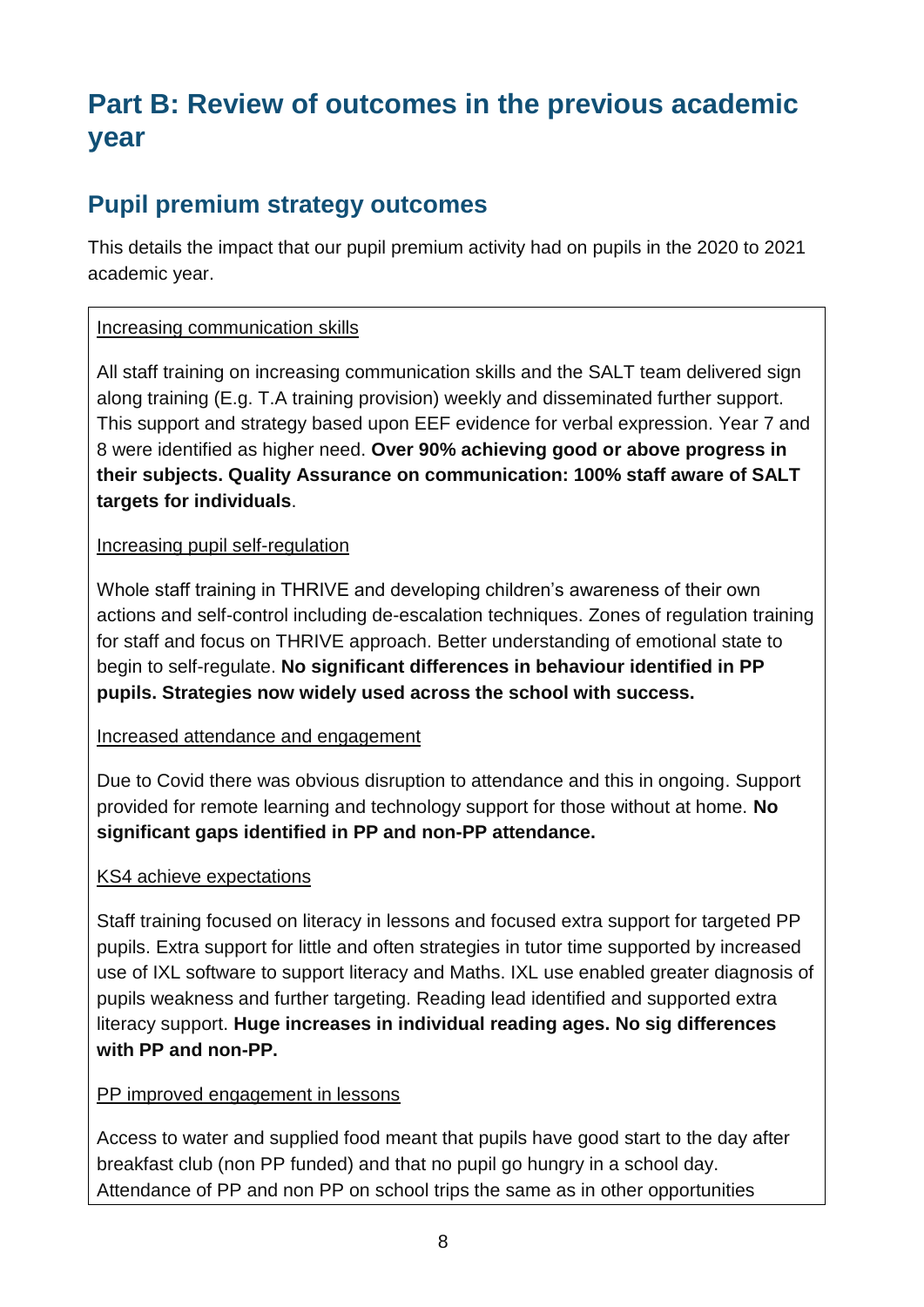# Part B: Review of outcomes in the previous academic year

## Pupil premium strategy outcomes

This details the impact that our pupil premium activity had on pupils in the 2020 to 2021 academic year.

<u>Increasing communication skills</u>

All staff training on increasing communication skills and the SALT team delivered sign along training (E.g. T.A training provision) weekly and disseminated further support. This support and strategy based upon EEF evidence for verbal expression. Year 7 and 8 were identified as higher need. **Over 90% achieving good or above progress in their subjects. Quality Assurance on communication: 100% staff aware of SALT targets for individuals**.

<u>Increasing pupil self-regulation</u>

Whole staff training in THRIVE and developing children's awareness of their own actions and self-control including de-escalation techniques. Zones of regulation training for staff and focus on THRIVE approach. Better understanding of emotional state to begin to self-regulate. **No significant differences in behaviour identified in PP pupils. Strategies now widely used across the school with success.**

<u>Increased attendance and engagement</u>

Due to Covid there was obvious disruption to attendance and this in ongoing. Support provided for remote learning and technology support for those without at home. **No significant gaps identified in PP and non-PP attendance.**

<u>KS4 achieve expectations</u>

Staff training focused on literacy in lessons and focused extra support for targeted PP pupils. Extra support for little and often strategies in tutor time supported by increased use of IXL software to support literacy and Maths. IXL use enabled greater diagnosis of pupils weakness and further targeting. Reading lead identified and supported extra literacy support. **Huge increases in individual reading ages. No sig differences with PP and non-PP.**

<u>PP improved engagement in lessons</u>

Access to water and supplied food meant that pupils have good start to the day after breakfast club (non PP funded) and that no pupil go hungry in a school day. Attendance of PP and non PP on school trips the same as in other opportunities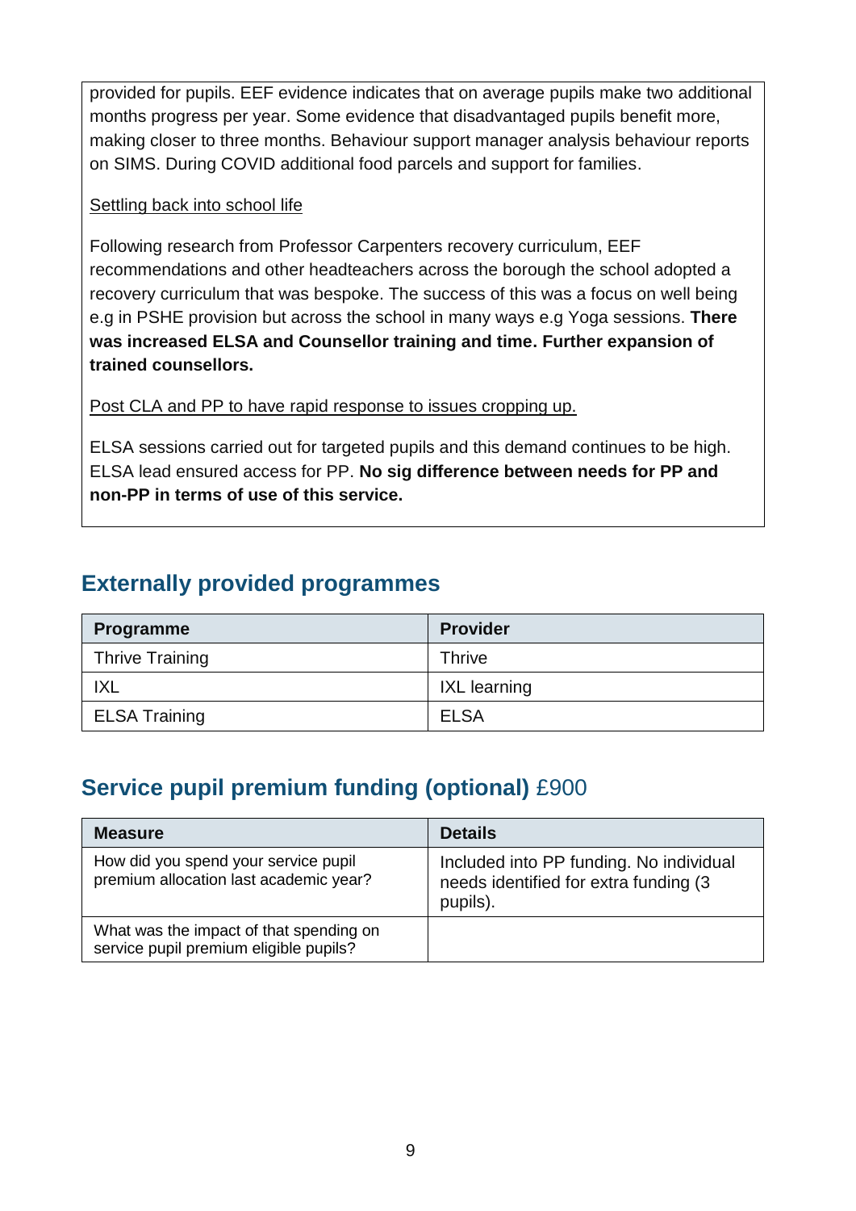provided for pupils. EEF evidence indicates that on average pupils make two additional months progress per year. Some evidence that disadvantaged pupils benefit more, making closer to three months. Behaviour support manager analysis behaviour reports on SIMS. During COVID additional food parcels and support for families.

Settling back into school life

Following research from Professor Carpenters recovery curriculum, EEF recommendations and other headteachers across the borough the school adopted a recovery curriculum that was bespoke. The success of this was a focus on well being e.g in PSHE provision but across the school in many ways e.g Yoga sessions. **There was increased ELSA and Counsellor training and time. Further expansion of trained counsellors.**

Post CLA and PP to have rapid response to issues cropping up.

ELSA sessions carried out for targeted pupils and this demand continues to be high. ELSA lead ensured access for PP. **No sig difference between needs for PP and non-PP in terms of use of this service.**

## Externally provided programmes

| Programme | Provider |
|---|---|
| Thrive Training | Thrive |
| IXL | IXL learning |
| ELSA Training | ELSA |

## Service pupil premium funding (optional) £900

| Measure | Details |
|---|---|
| How did you spend your service pupil premium allocation last academic year? | Included into PP funding. No individual needs identified for extra funding (3 pupils). |
| What was the impact of that spending on service pupil premium eligible pupils? | |